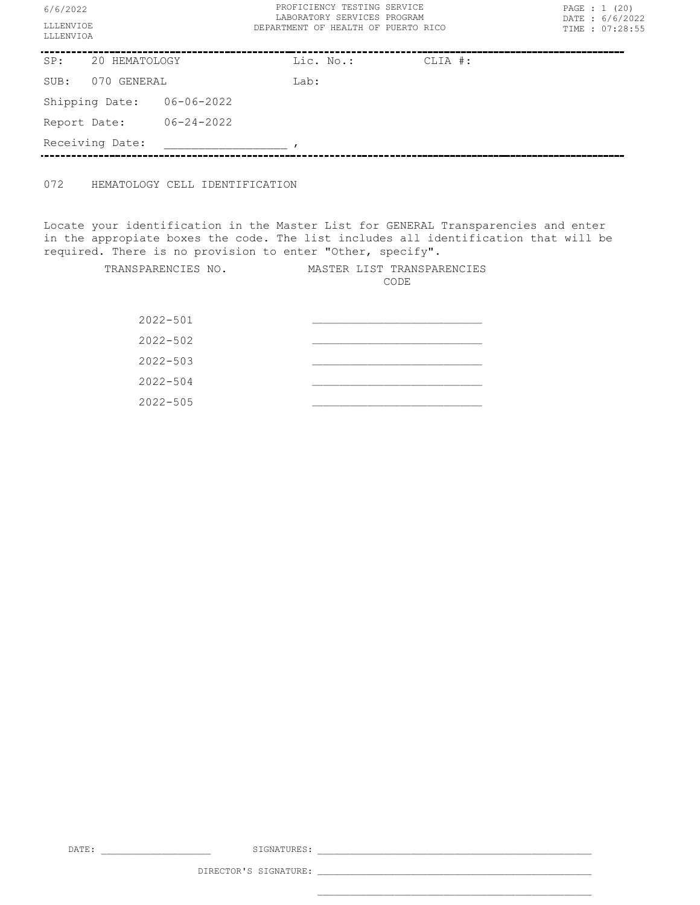PROFICIENCY TESTING SERVICE
LABORATORY SERVICES PROGRAM
DEPARTMENT OF HEALTH OF PUERTO RICO

6/6/2022
LLLENVIOE
LLLENVIOA

DATE : 6/6/2022
TIME : 07:28:55

| | | | |
|---|---|---|---|
| SP: | 20 HEMATOLOGY | Lic. No.: | CLIA #: |
| SUB: | 070 GENERAL | Lab: | |
| Shipping Date: | 06-06-2022 | | |
| Report Date: | 06-24-2022 | | |
| Receiving Date: | _________________ , | | |

072 HEMATOLOGY CELL IDENTIFICATION

Locate your identification in the Master List for GENERAL Transparencies and enter in the appropiate boxes the code. The list includes all identification that will be required. There is no provision to enter "Other, specify".

| TRANSPARENCIES NO. | MASTER LIST TRANSPARENCIES CODE |
|---|---|
| 2022-501 | _________________________ |
| 2022-502 | _________________________ |
| 2022-503 | _________________________ |
| 2022-504 | _________________________ |
| 2022-505 | _________________________ |

DATE: ___________________ SIGNATURES: _______________________________________________

DIRECTOR'S SIGNATURE: _______________________________________________

_______________________________________________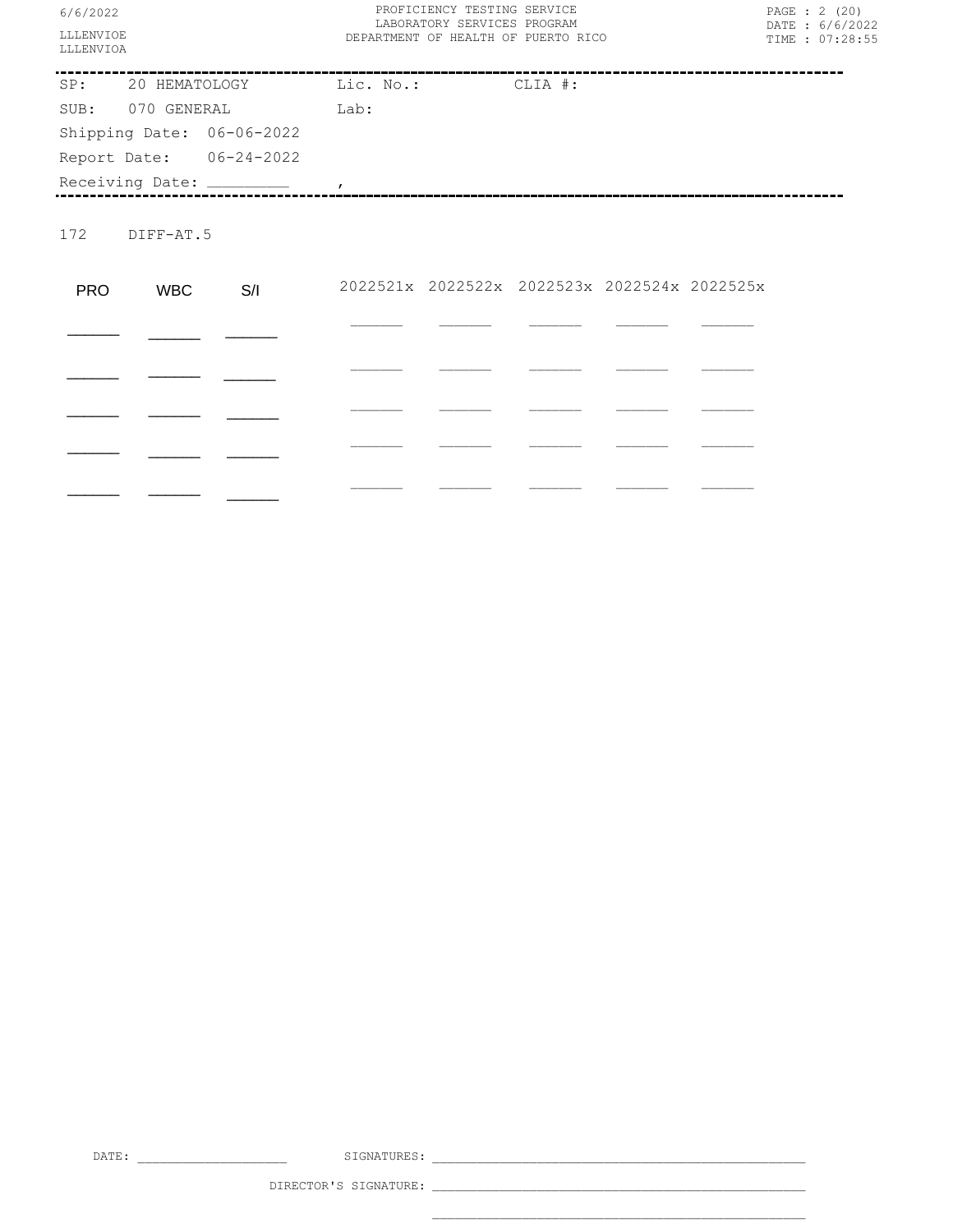6/6/2022

LLLENVIOE
LLLENVIOA

PROFICIENCY TESTING SERVICE
LABORATORY SERVICES PROGRAM
DEPARTMENT OF HEALTH OF PUERTO RICO

DATE : 6/6/2022
TIME : 07:28:55

---

SP: 20 HEMATOLOGY    Lic. No.:    CLIA #:

SUB: 070 GENERAL    Lab:

Shipping Date: 06-06-2022

Report Date: 06-24-2022

Receiving Date: _________ ,

---

172 DIFF-AT.5

| PRO | WBC | S/I | 2022521x | 2022522x | 2022523x | 2022524x | 2022525x |
|---|---|---|---|---|---|---|---|
| ______ | ______ | ______ | ______ | ______ | ______ | ______ | ______ |
| ______ | ______ | ______ | ______ | ______ | ______ | ______ | ______ |
| ______ | ______ | ______ | ______ | ______ | ______ | ______ | ______ |
| ______ | ______ | ______ | ______ | ______ | ______ | ______ | ______ |
| ______ | ______ | ______ | ______ | ______ | ______ | ______ | ______ |

DATE: ____________________ SIGNATURES: __________________________________________________

DIRECTOR'S SIGNATURE: __________________________________________________

__________________________________________________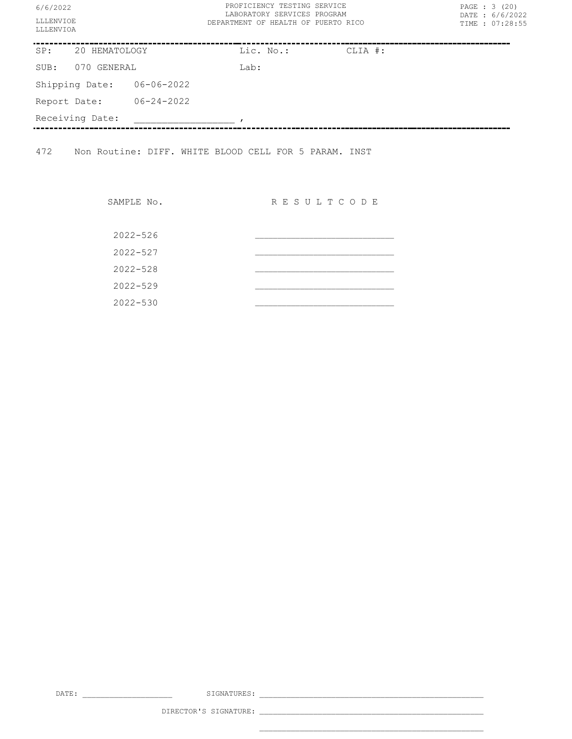PROFICIENCY TESTING SERVICE
LABORATORY SERVICES PROGRAM
DEPARTMENT OF HEALTH OF PUERTO RICO

LLLENVIOE
LLLENVIOA

| | | | |
|---|---|---|---|
| SP: 20 HEMATOLOGY | | Lic. No.: | CLIA #: |
| SUB: 070 GENERAL | | Lab: | |
| Shipping Date: | 06-06-2022 | | |
| Report Date: | 06-24-2022 | | |
| Receiving Date: | _________________ , | | |

472 Non Routine: DIFF. WHITE BLOOD CELL FOR 5 PARAM. INST

| SAMPLE No. | R E S U L T C O D E |
|---|---|
| 2022-526 | _________________________ |
| 2022-527 | _________________________ |
| 2022-528 | _________________________ |
| 2022-529 | _________________________ |
| 2022-530 | _________________________ |

DATE: ____________________ SIGNATURES: __________________________________________________

DIRECTOR'S SIGNATURE: __________________________________________________

__________________________________________________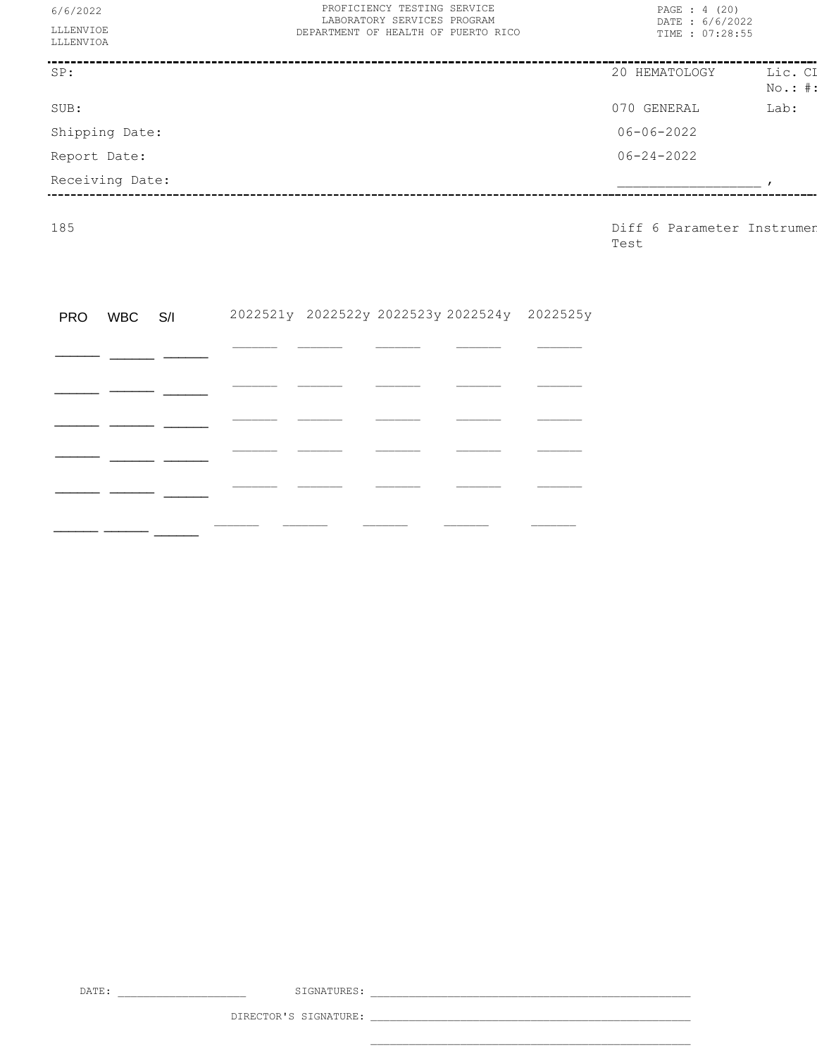PROFICIENCY TESTING SERVICE
LABORATORY SERVICES PROGRAM
DEPARTMENT OF HEALTH OF PUERTO RICO

6/6/2022
LLLENVIOE
LLLENVIOA

PAGE : 4 (20)
DATE : 6/6/2022
TIME : 07:28:55

| | | |
|---|---|---|
| SP: | 20 HEMATOLOGY | Lic. CI No.: #: |
| SUB: | 070 GENERAL | Lab: |
| Shipping Date: | 06-06-2022 | |
| Report Date: | 06-24-2022 | |
| Receiving Date: | ________________ , | |

185 — Diff 6 Parameter Instrumen Test

| PRO | WBC | S/I | 2022521y | 2022522y | 2022523y | 2022524y | 2022525y |
|---|---|---|---|---|---|---|---|
| _____ | _____ | _____ | _____ | _____ | _____ | _____ | _____ |
| _____ | _____ | _____ | _____ | _____ | _____ | _____ | _____ |
| _____ | _____ | _____ | _____ | _____ | _____ | _____ | _____ |
| _____ | _____ | _____ | _____ | _____ | _____ | _____ | _____ |
| _____ | _____ | _____ | _____ | _____ | _____ | _____ | _____ |
| _____ | _____ | _____ | _____ | _____ | _____ | _____ | _____ |

DATE: ________________ SIGNATURES: ________________________________________

DIRECTOR'S SIGNATURE: ________________________________________

________________________________________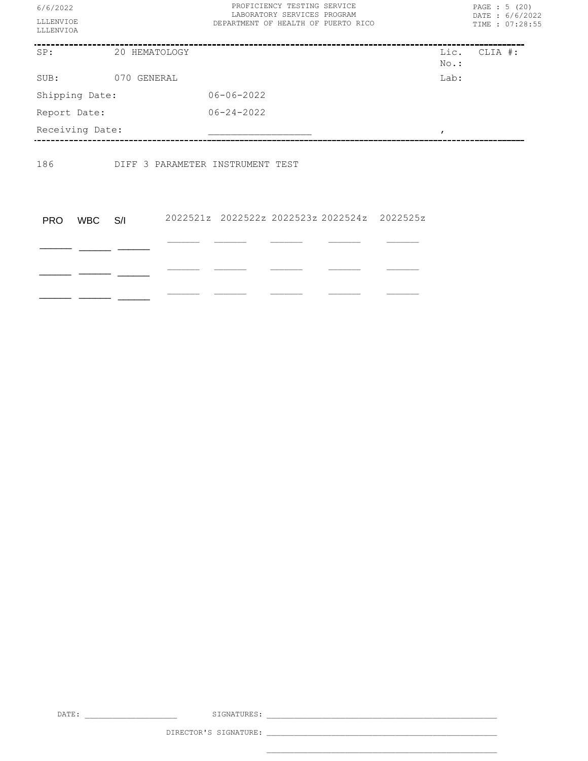| | |
|---|---|
| SP: | 20 HEMATOLOGY |
| SUB: | 070 GENERAL |
| Shipping Date: | 06-06-2022 |
| Report Date: | 06-24-2022 |
| Receiving Date: | ________________ |

Lic. No.: CLIA #:

Lab:

,

186 DIFF 3 PARAMETER INSTRUMENT TEST

| PRO | WBC | S/I | 2022521z | 2022522z | 2022523z | 2022524z | 2022525z |
|---|---|---|---|---|---|---|---|
| _____ | _____ | _____ | _____ | _____ | _____ | _____ | _____ |
| _____ | _____ | _____ | _____ | _____ | _____ | _____ | _____ |
| _____ | _____ | _____ | _____ | _____ | _____ | _____ | _____ |

DATE: ________________ SIGNATURES: ____________________________________________

DIRECTOR'S SIGNATURE: ____________________________________________

____________________________________________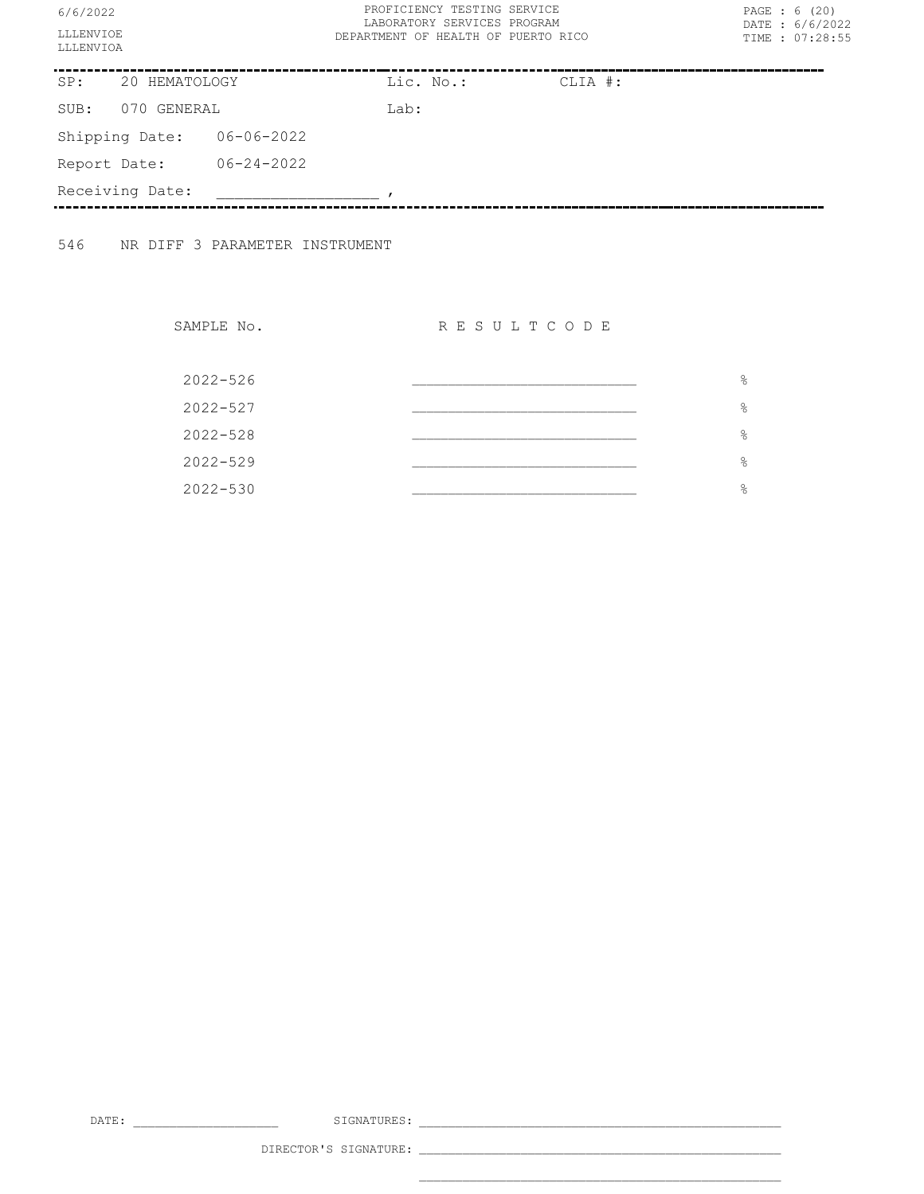| SP: | 20 HEMATOLOGY | Lic. No.: | CLIA #: |
|---|---|---|---|
| SUB: | 070 GENERAL | Lab: | |

Shipping Date: 06-06-2022

Report Date: 06-24-2022

Receiving Date: ________________ ,

546 NR DIFF 3 PARAMETER INSTRUMENT

| SAMPLE No. | R E S U L T C O D E | |
|---|---|---|
| 2022-526 | __________________________ | % |
| 2022-527 | __________________________ | % |
| 2022-528 | __________________________ | % |
| 2022-529 | __________________________ | % |
| 2022-530 | __________________________ | % |

DATE: ____________________ SIGNATURES: __________________________________________________

DIRECTOR'S SIGNATURE: __________________________________________________

__________________________________________________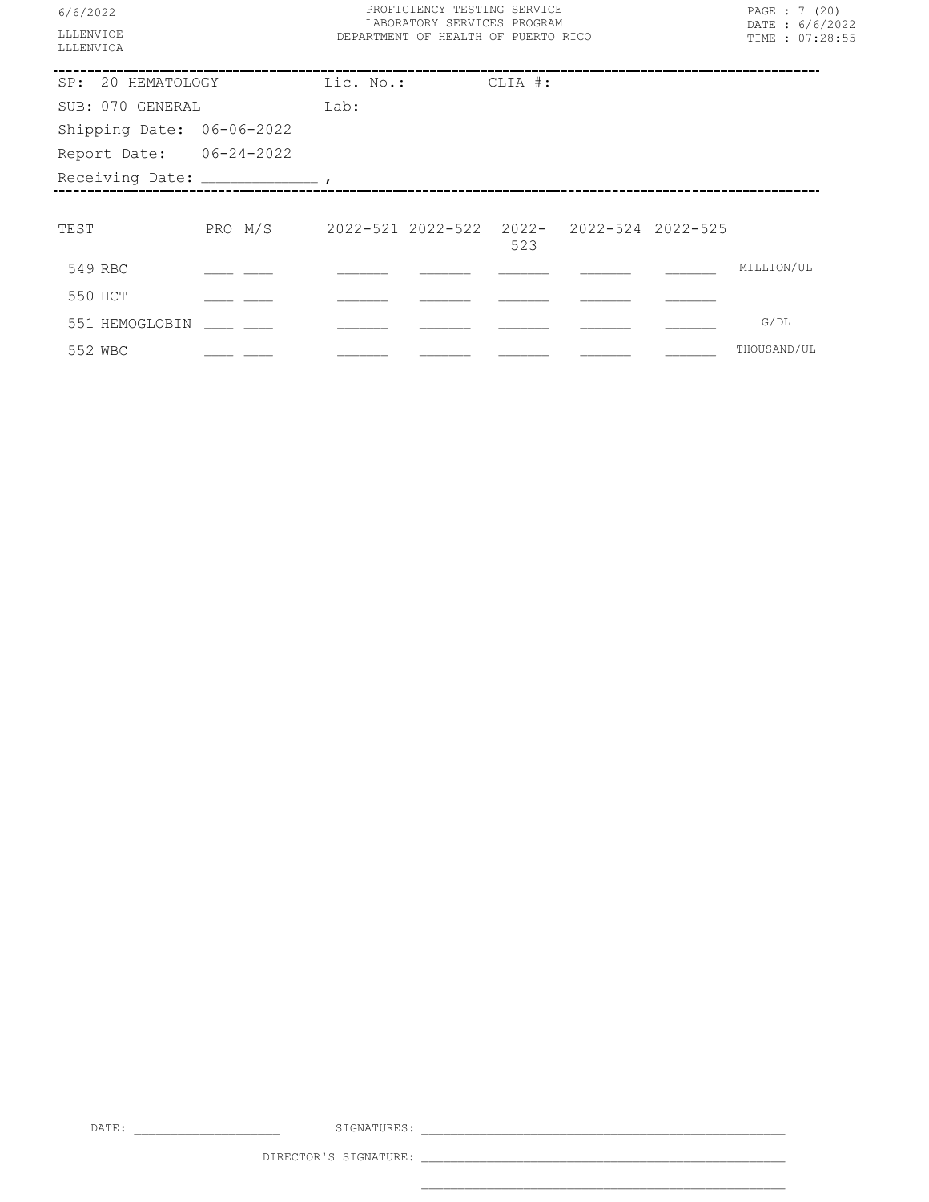SP: 20 HEMATOLOGY Lic. No.: CLIA #:

SUB: 070 GENERAL Lab:

Shipping Date: 06-06-2022

Report Date: 06-24-2022

Receiving Date: _____________ ,

| TEST | PRO | M/S | 2022-521 | 2022-522 | 2022-523 | 2022-524 | 2022-525 | |
|---|---|---|---|---|---|---|---|---|
| 549 RBC | ___ | ___ | ______ | ______ | ______ | ______ | ______ | MILLION/UL |
| 550 HCT | ___ | ___ | ______ | ______ | ______ | ______ | ______ | |
| 551 HEMOGLOBIN | ___ | ___ | ______ | ______ | ______ | ______ | ______ | G/DL |
| 552 WBC | ___ | ___ | ______ | ______ | ______ | ______ | ______ | THOUSAND/UL |

DATE: ____________________ SIGNATURES: __________________________________________________

DIRECTOR'S SIGNATURE: __________________________________________________

__________________________________________________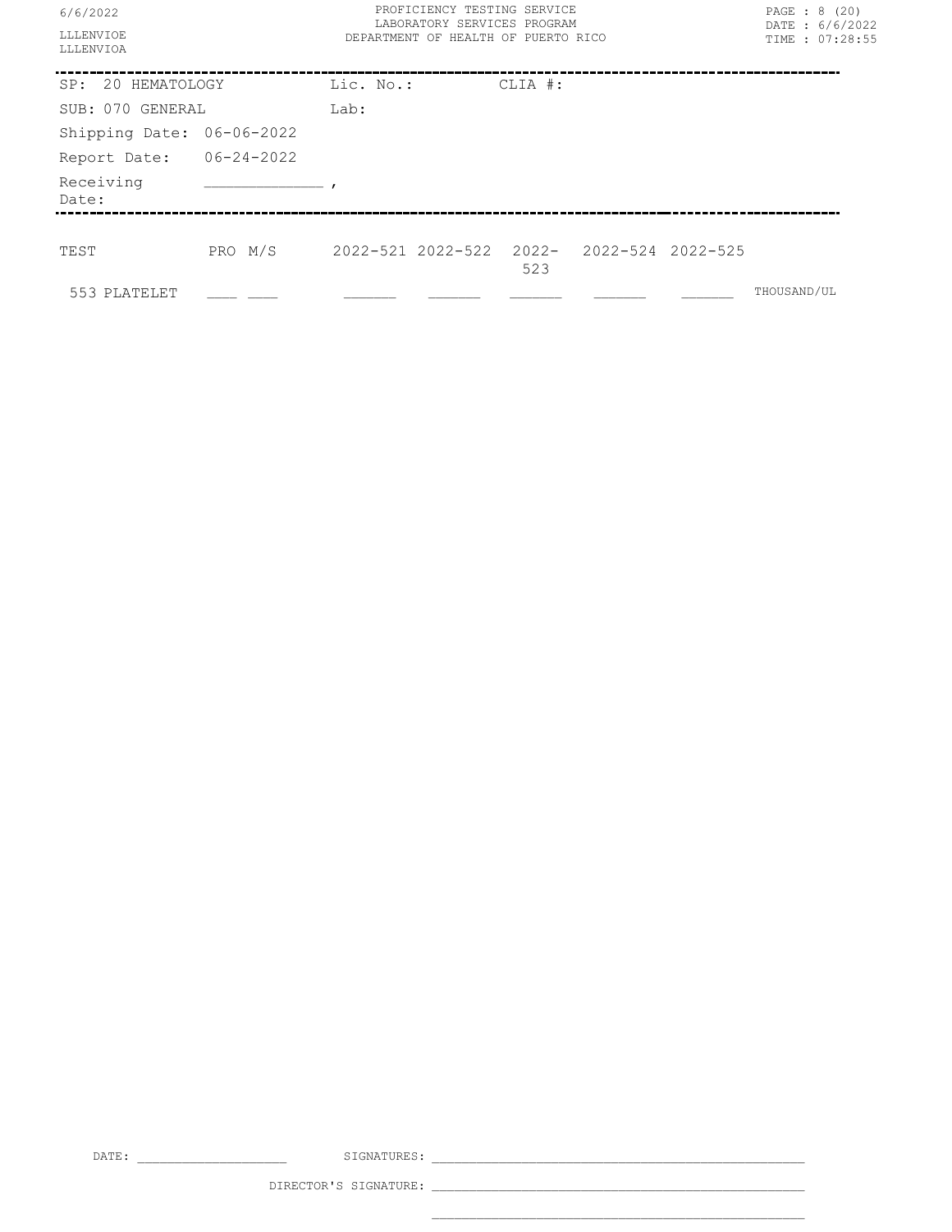| SP: 20 HEMATOLOGY | Lic. No.: | CLIA #: |
|---|---|---|
| SUB: 070 GENERAL | Lab: | |
| Shipping Date: 06-06-2022 | | |
| Report Date: 06-24-2022 | | |
| Receiving Date: _____________ , | | |

| TEST | PRO | M/S | 2022-521 | 2022-522 | 2022-523 | 2022-524 | 2022-525 | |
|---|---|---|---|---|---|---|---|---|
| 553 PLATELET | ___ | ___ | ______ | ______ | ______ | ______ | ______ | THOUSAND/UL |

DATE: ____________________ SIGNATURES: __________________________________________________

DIRECTOR'S SIGNATURE: __________________________________________________

__________________________________________________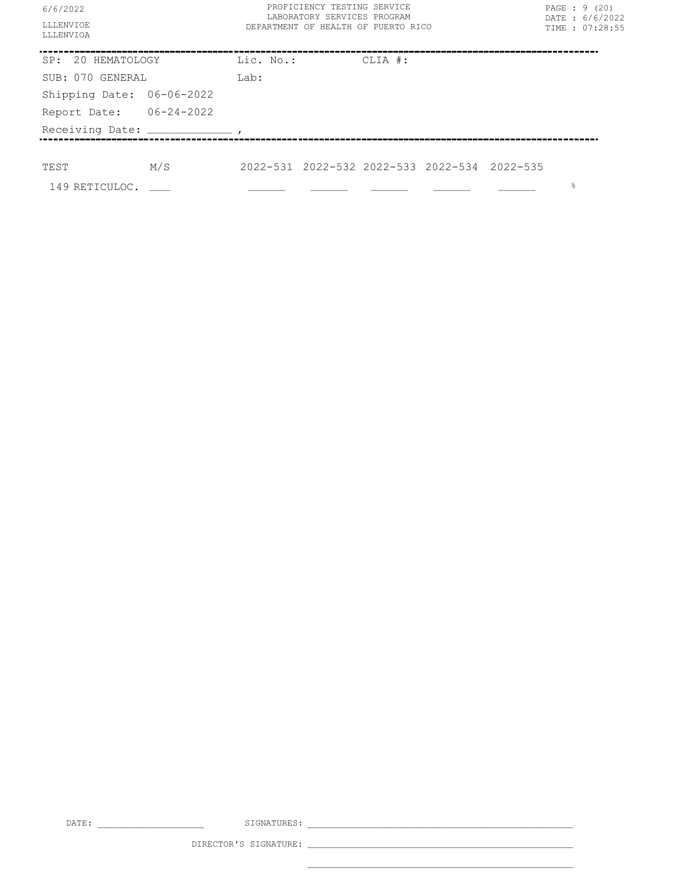6/6/2022

LLLENVIOE
LLLENVIOA

PROFICIENCY TESTING SERVICE
LABORATORY SERVICES PROGRAM
DEPARTMENT OF HEALTH OF PUERTO RICO

DATE : 6/6/2022
TIME : 07:28:55

---

SP: 20 HEMATOLOGY    Lic. No.:    CLIA #:

SUB: 070 GENERAL    Lab:

Shipping Date: 06-06-2022

Report Date: 06-24-2022

Receiving Date: _____________ ,

---

| TEST | M/S | 2022-531 | 2022-532 | 2022-533 | 2022-534 | 2022-535 | |
|---|---|---|---|---|---|---|---|
| 149 RETICULOC. | ___ | ______ | ______ | ______ | ______ | ______ | % |

DATE: ____________________    SIGNATURES: __________________________________________________

DIRECTOR'S SIGNATURE: __________________________________________________

__________________________________________________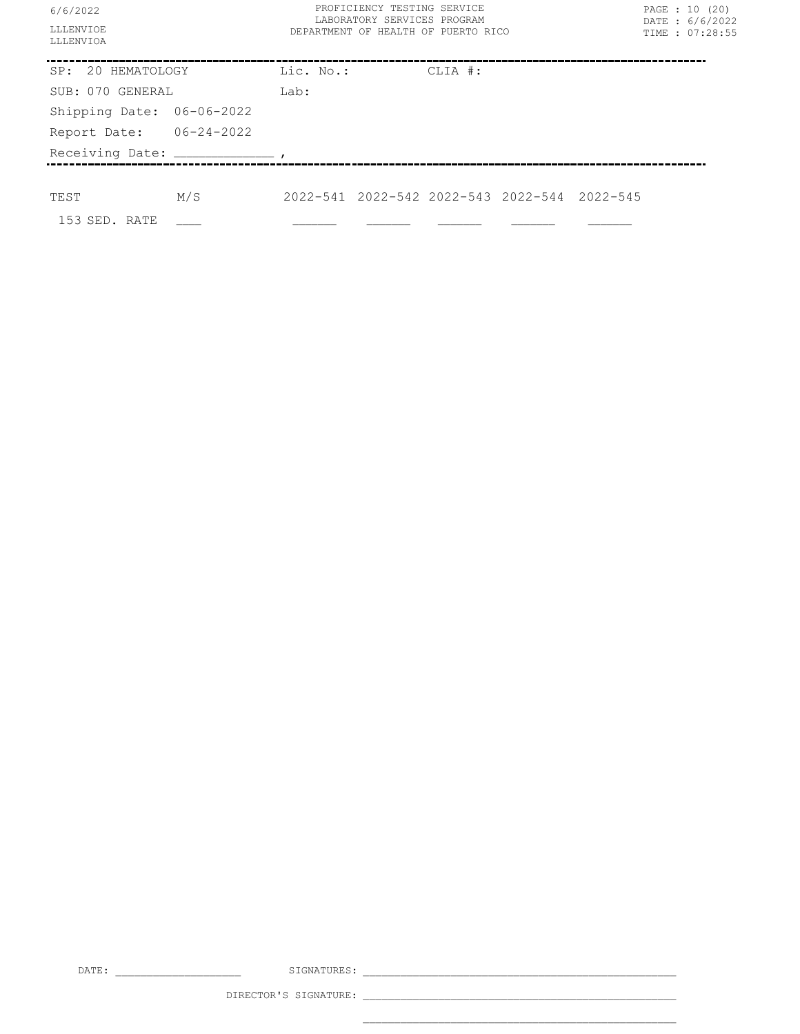SP: 20 HEMATOLOGY  Lic. No.:  CLIA #:

SUB: 070 GENERAL  Lab:

Shipping Date: 06-06-2022

Report Date: 06-24-2022

Receiving Date: ____________ ,

| TEST | M/S | 2022-541 | 2022-542 | 2022-543 | 2022-544 | 2022-545 |
|---|---|---|---|---|---|---|
| 153 SED. RATE | ___ | ______ | ______ | ______ | ______ | ______ |

DATE: ________________  SIGNATURES: ____________________________________________

DIRECTOR'S SIGNATURE: ____________________________________________

____________________________________________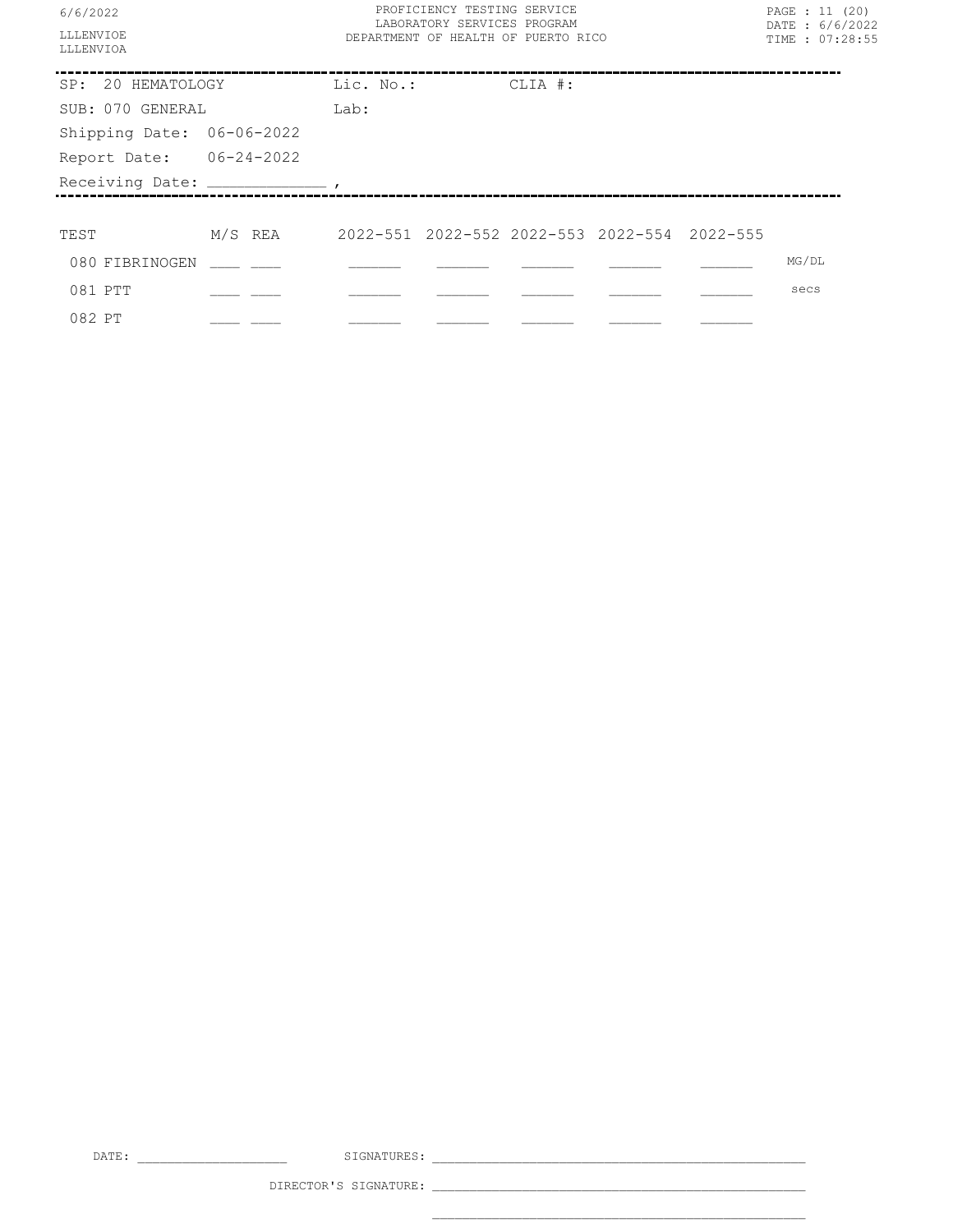6/6/2022

LLLENVIOE
LLLENVIOA

PROFICIENCY TESTING SERVICE
LABORATORY SERVICES PROGRAM
DEPARTMENT OF HEALTH OF PUERTO RICO

DATE : 6/6/2022
TIME : 07:28:55

---

SP: 20 HEMATOLOGY    Lic. No.:    CLIA #:

SUB: 070 GENERAL    Lab:

Shipping Date: 06-06-2022

Report Date: 06-24-2022

Receiving Date: _____________ ,

---

| TEST | M/S | REA | 2022-551 | 2022-552 | 2022-553 | 2022-554 | 2022-555 | |
|---|---|---|---|---|---|---|---|---|
| 080 FIBRINOGEN | ___ | ___ | ______ | ______ | ______ | ______ | ______ | MG/DL |
| 081 PTT | ___ | ___ | ______ | ______ | ______ | ______ | ______ | secs |
| 082 PT | ___ | ___ | ______ | ______ | ______ | ______ | ______ | |

DATE: ___________________    SIGNATURES: ______________________________________________

DIRECTOR'S SIGNATURE: ______________________________________________

______________________________________________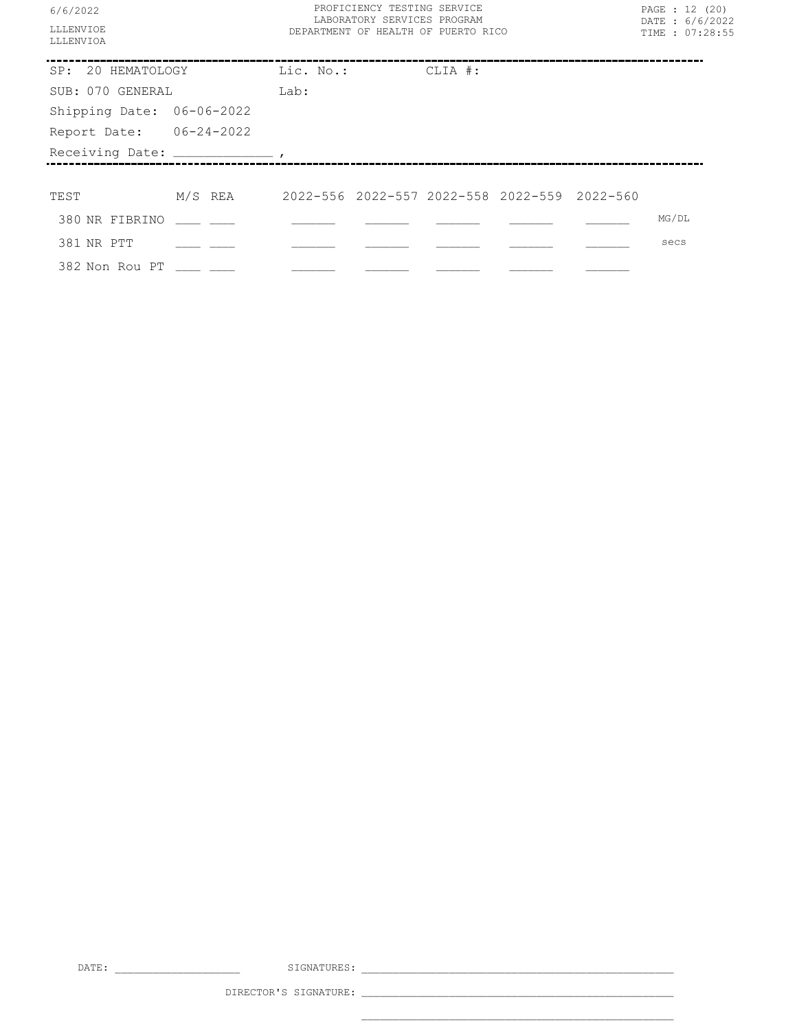PROFICIENCY TESTING SERVICE
LABORATORY SERVICES PROGRAM
DEPARTMENT OF HEALTH OF PUERTO RICO

6/6/2022

LLLENVIOE
LLLENVIOA

DATE : 6/6/2022
TIME : 07:28:55

SP: 20 HEMATOLOGY    Lic. No.:    CLIA #:

SUB: 070 GENERAL    Lab:

Shipping Date: 06-06-2022

Report Date: 06-24-2022

Receiving Date: _____________ ,

| TEST | M/S | REA | 2022-556 | 2022-557 | 2022-558 | 2022-559 | 2022-560 | |
|---|---|---|---|---|---|---|---|---|
| 380 NR FIBRINO | ___ | ___ | ______ | ______ | ______ | ______ | ______ | MG/DL |
| 381 NR PTT | ___ | ___ | ______ | ______ | ______ | ______ | ______ | secs |
| 382 Non Rou PT | ___ | ___ | ______ | ______ | ______ | ______ | ______ | |

DATE: ___________________    SIGNATURES: _______________________________________________

DIRECTOR'S SIGNATURE: _______________________________________________

_______________________________________________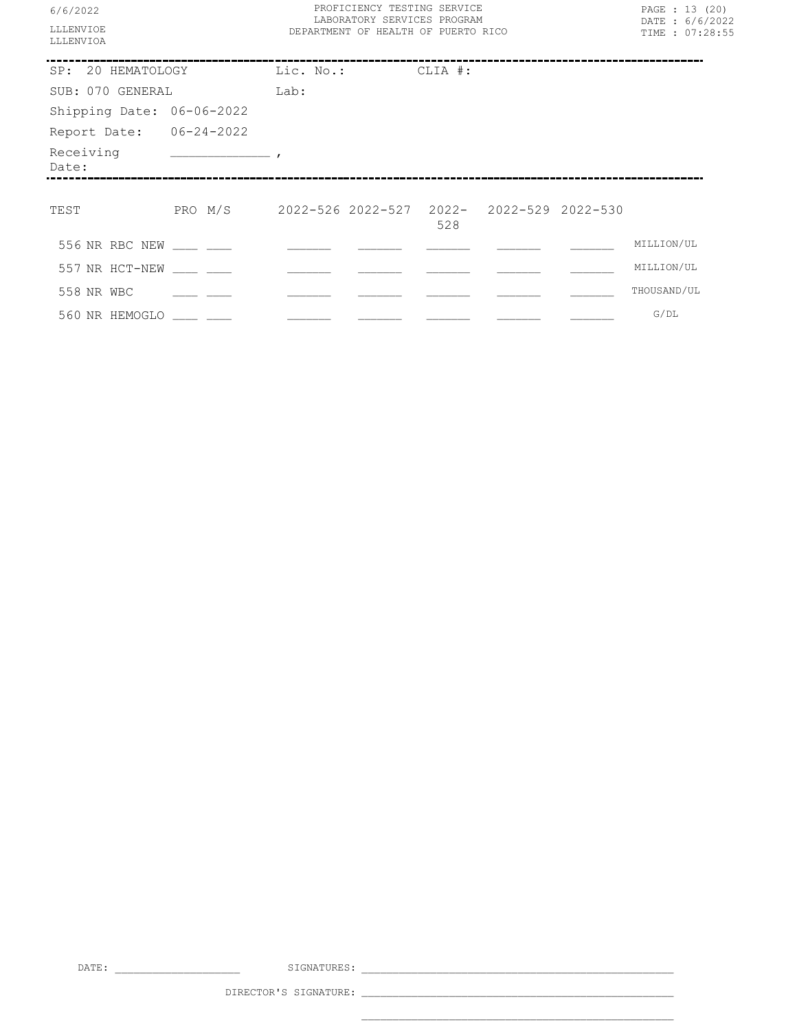SP: 20 HEMATOLOGY    Lic. No.:    CLIA #:

SUB: 070 GENERAL    Lab:

Shipping Date: 06-06-2022

Report Date: 06-24-2022

Receiving Date: ____________ ,

| TEST | PRO | M/S | 2022-526 | 2022-527 | 2022-528 | 2022-529 | 2022-530 | |
|---|---|---|---|---|---|---|---|---|
| 556 NR RBC NEW | ___ | ___ | ______ | ______ | ______ | ______ | ______ | MILLION/UL |
| 557 NR HCT-NEW | ___ | ___ | ______ | ______ | ______ | ______ | ______ | MILLION/UL |
| 558 NR WBC | ___ | ___ | ______ | ______ | ______ | ______ | ______ | THOUSAND/UL |
| 560 NR HEMOGLO | ___ | ___ | ______ | ______ | ______ | ______ | ______ | G/DL |

DATE: ____________________    SIGNATURES: ________________________________________________

DIRECTOR'S SIGNATURE: ________________________________________________

________________________________________________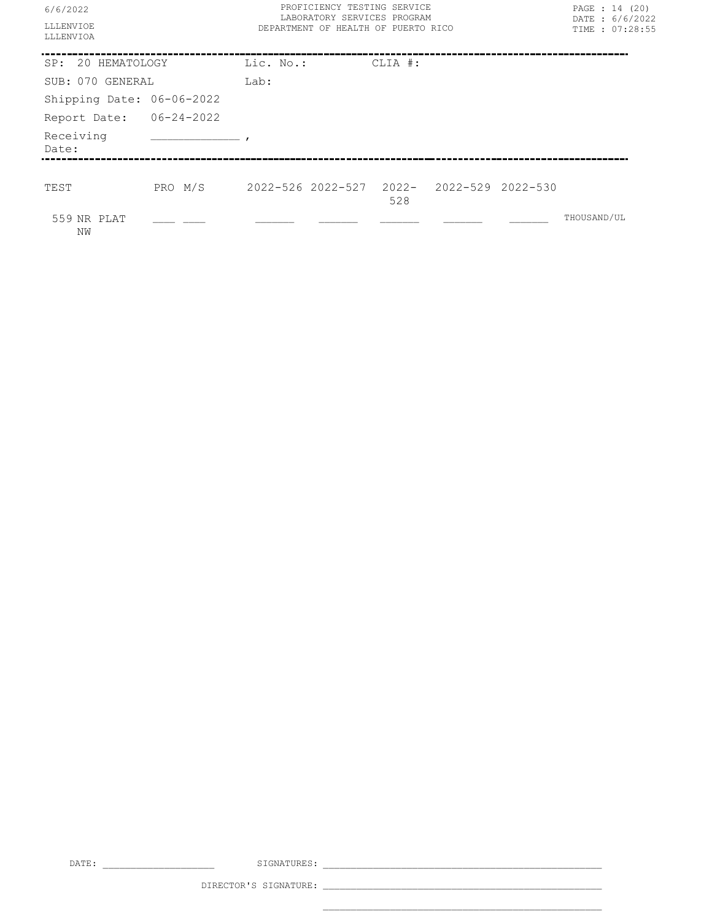PROFICIENCY TESTING SERVICE
LABORATORY SERVICES PROGRAM
DEPARTMENT OF HEALTH OF PUERTO RICO

6/6/2022

LLLENVIOE
LLLENVIOA

PAGE : 14 (20)
DATE : 6/6/2022
TIME : 07:28:55

| | | | |
|---|---|---|---|
| SP: 20 HEMATOLOGY | Lic. No.: | CLIA #: | |
| SUB: 070 GENERAL | Lab: | | |
| Shipping Date: 06-06-2022 | | | |
| Report Date: 06-24-2022 | | | |
| Receiving Date: | ___________ , | | |

| TEST | PRO | M/S | 2022-526 | 2022-527 | 2022-528 | 2022-529 | 2022-530 | |
|---|---|---|---|---|---|---|---|---|
| 559 NR PLAT NW | ___ | ___ | ______ | ______ | ______ | ______ | ______ | THOUSAND/UL |

DATE: ________________ SIGNATURES: ________________________________________

DIRECTOR'S SIGNATURE: ________________________________________

________________________________________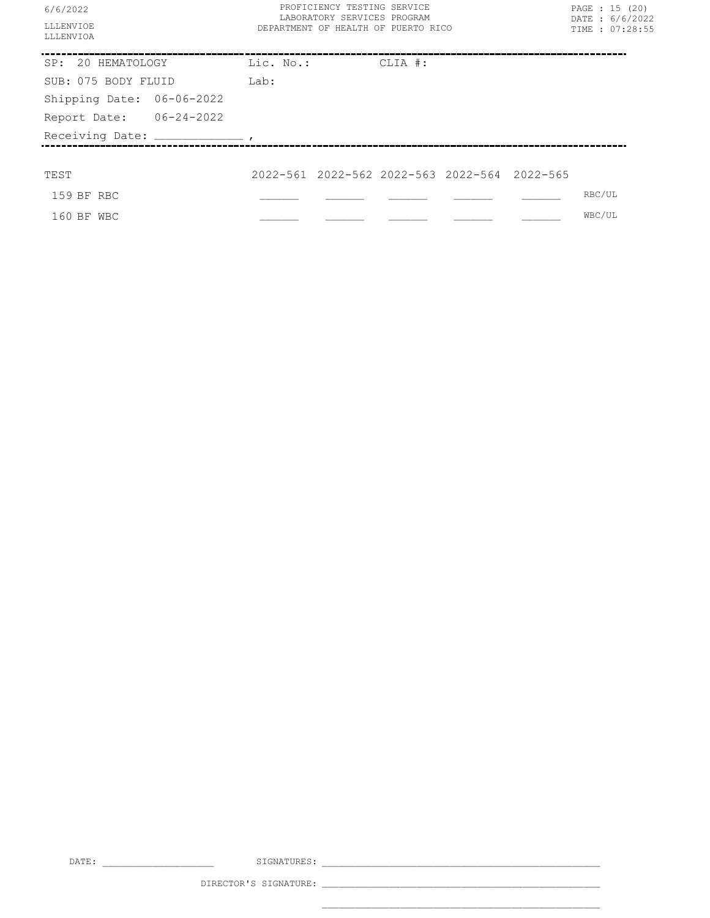PROFICIENCY TESTING SERVICE
LABORATORY SERVICES PROGRAM
DEPARTMENT OF HEALTH OF PUERTO RICO

LLLENVIOE
LLLENVIOA

---

SP: 20 HEMATOLOGY    Lic. No.:    CLIA #:

SUB: 075 BODY FLUID    Lab:

Shipping Date: 06-06-2022

Report Date: 06-24-2022

Receiving Date: _____________ ,

---

| TEST | 2022-561 | 2022-562 | 2022-563 | 2022-564 | 2022-565 | |
|---|---|---|---|---|---|---|
| 159 BF RBC | ______ | ______ | ______ | ______ | ______ | RBC/UL |
| 160 BF WBC | ______ | ______ | ______ | ______ | ______ | WBC/UL |

DATE: ____________________    SIGNATURES: ____________________________________________

DIRECTOR'S SIGNATURE: ____________________________________________

____________________________________________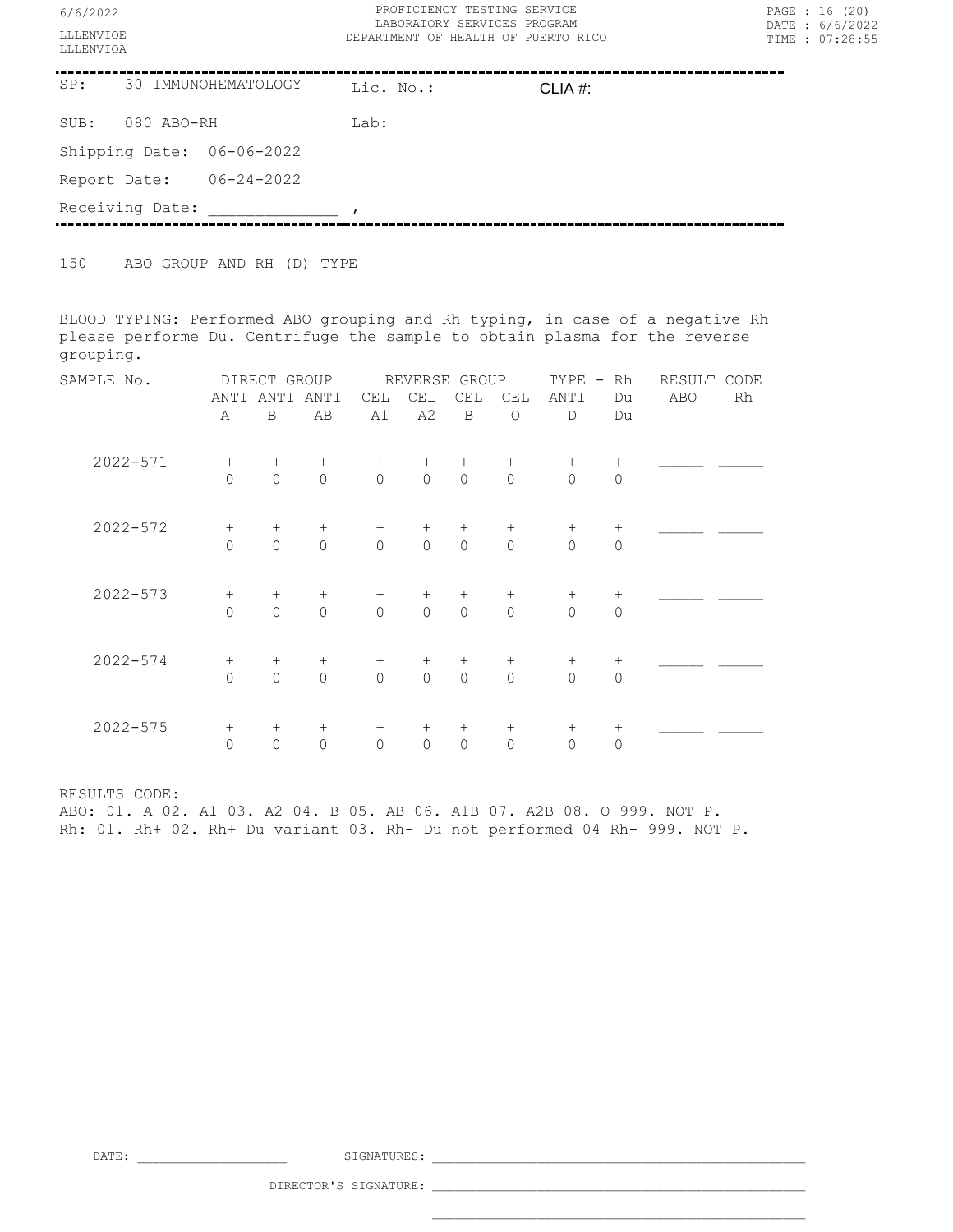PROFICIENCY TESTING SERVICE
LABORATORY SERVICES PROGRAM
DEPARTMENT OF HEALTH OF PUERTO RICO

LLLENVIOE
LLLENVIOA

SP: 30 IMMUNOHEMATOLOGY    Lic. No.:    CLIA #:

SUB: 080 ABO-RH    Lab:

Shipping Date: 06-06-2022

Report Date: 06-24-2022

Receiving Date: _____________ ,

150 ABO GROUP AND RH (D) TYPE

BLOOD TYPING: Performed ABO grouping and Rh typing, in case of a negative Rh please performe Du. Centrifuge the sample to obtain plasma for the reverse grouping.

| SAMPLE No. | DIRECT GROUP | | | REVERSE GROUP | | | | TYPE - Rh | | RESULT CODE | |
|---|---|---|---|---|---|---|---|---|---|---|---|
| | ANTI A | ANTI B | ANTI AB | CEL A1 | CEL A2 | CEL B | CEL O | ANTI D | Du Du | ABO | Rh |
| 2022-571 | + 0 | + 0 | + 0 | + 0 | + 0 | + 0 | + 0 | + 0 | + 0 | _____ | _____ |
| 2022-572 | + 0 | + 0 | + 0 | + 0 | + 0 | + 0 | + 0 | + 0 | + 0 | _____ | _____ |
| 2022-573 | + 0 | + 0 | + 0 | + 0 | + 0 | + 0 | + 0 | + 0 | + 0 | _____ | _____ |
| 2022-574 | + 0 | + 0 | + 0 | + 0 | + 0 | + 0 | + 0 | + 0 | + 0 | _____ | _____ |
| 2022-575 | + 0 | + 0 | + 0 | + 0 | + 0 | + 0 | + 0 | + 0 | + 0 | _____ | _____ |

RESULTS CODE:
ABO: 01. A 02. A1 03. A2 04. B 05. AB 06. A1B 07. A2B 08. O 999. NOT P.
Rh: 01. Rh+ 02. Rh+ Du variant 03. Rh- Du not performed 04 Rh- 999. NOT P.

DATE: ___________________    SIGNATURES: ________________________________________________

DIRECTOR'S SIGNATURE: ________________________________________________

________________________________________________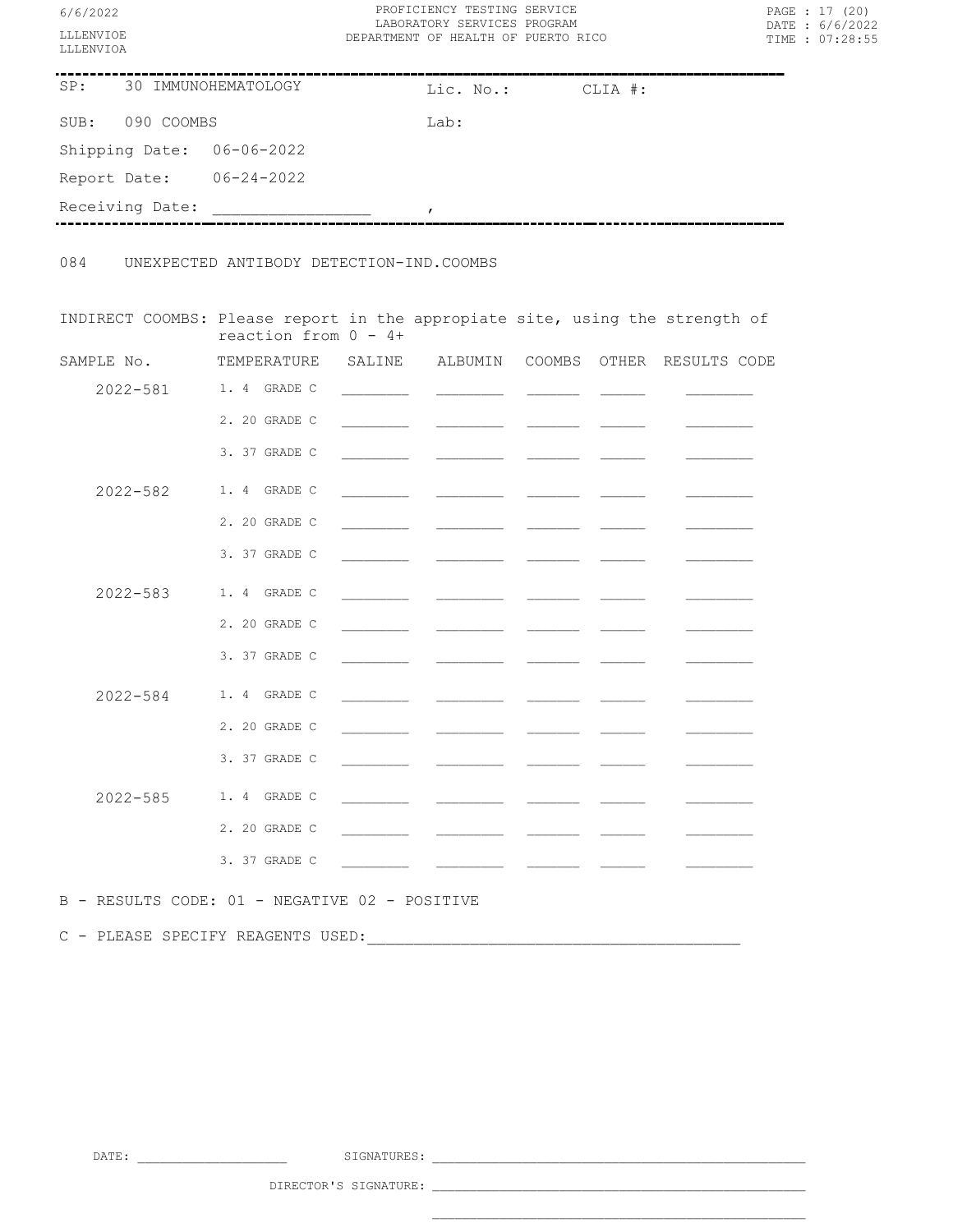PROFICIENCY TESTING SERVICE
LABORATORY SERVICES PROGRAM
DEPARTMENT OF HEALTH OF PUERTO RICO

6/6/2022
LLLENVIOE
LLLENVIOA

DATE : 6/6/2022
TIME : 07:28:55

SP: 30 IMMUNOHEMATOLOGY    Lic. No.:    CLIA #:

SUB: 090 COOMBS    Lab:

Shipping Date: 06-06-2022

Report Date: 06-24-2022

Receiving Date: ________________ ,

084 UNEXPECTED ANTIBODY DETECTION-IND.COOMBS

INDIRECT COOMBS: Please report in the appropiate site, using the strength of reaction from 0 - 4+

| SAMPLE No. | TEMPERATURE | SALINE | ALBUMIN | COOMBS | OTHER | RESULTS CODE |
|---|---|---|---|---|---|---|
| 2022-581 | 1. 4 GRADE C | ________ | ________ | ______ | _____ | ________ |
| | 2. 20 GRADE C | ________ | ________ | ______ | _____ | ________ |
| | 3. 37 GRADE C | ________ | ________ | ______ | _____ | ________ |
| 2022-582 | 1. 4 GRADE C | ________ | ________ | ______ | _____ | ________ |
| | 2. 20 GRADE C | ________ | ________ | ______ | _____ | ________ |
| | 3. 37 GRADE C | ________ | ________ | ______ | _____ | ________ |
| 2022-583 | 1. 4 GRADE C | ________ | ________ | ______ | _____ | ________ |
| | 2. 20 GRADE C | ________ | ________ | ______ | _____ | ________ |
| | 3. 37 GRADE C | ________ | ________ | ______ | _____ | ________ |
| 2022-584 | 1. 4 GRADE C | ________ | ________ | ______ | _____ | ________ |
| | 2. 20 GRADE C | ________ | ________ | ______ | _____ | ________ |
| | 3. 37 GRADE C | ________ | ________ | ______ | _____ | ________ |
| 2022-585 | 1. 4 GRADE C | ________ | ________ | ______ | _____ | ________ |
| | 2. 20 GRADE C | ________ | ________ | ______ | _____ | ________ |
| | 3. 37 GRADE C | ________ | ________ | ______ | _____ | ________ |

B - RESULTS CODE: 01 - NEGATIVE 02 - POSITIVE

C - PLEASE SPECIFY REAGENTS USED:________________________________________

DATE: ____________________    SIGNATURES: ________________________________________________

DIRECTOR'S SIGNATURE: ________________________________________________

________________________________________________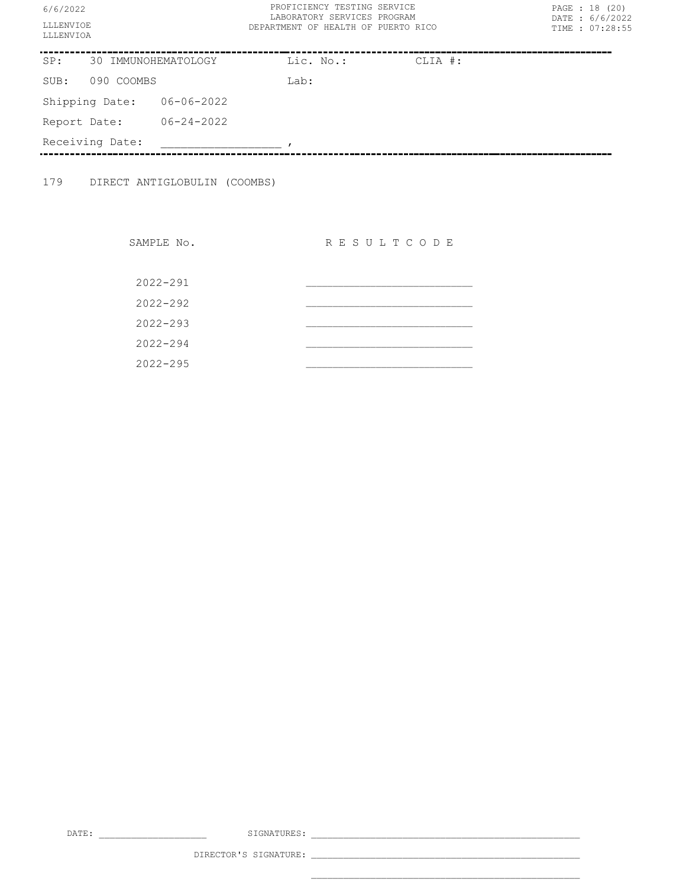PROFICIENCY TESTING SERVICE
LABORATORY SERVICES PROGRAM
DEPARTMENT OF HEALTH OF PUERTO RICO

LLLENVIOE
LLLENVIOA

| SP: | 30 IMMUNOHEMATOLOGY | Lic. No.: | CLIA #: |
|---|---|---|---|
| SUB: | 090 COOMBS | Lab: | |

Shipping Date: 06-06-2022

Report Date: 06-24-2022

Receiving Date: ________________ ,

179 DIRECT ANTIGLOBULIN (COOMBS)

| SAMPLE No. | R E S U L T C O D E |
|---|---|
| 2022-291 | ________________________ |
| 2022-292 | ________________________ |
| 2022-293 | ________________________ |
| 2022-294 | ________________________ |
| 2022-295 | ________________________ |

DATE: ________________ SIGNATURES: ________________________________________

DIRECTOR'S SIGNATURE: ________________________________________

________________________________________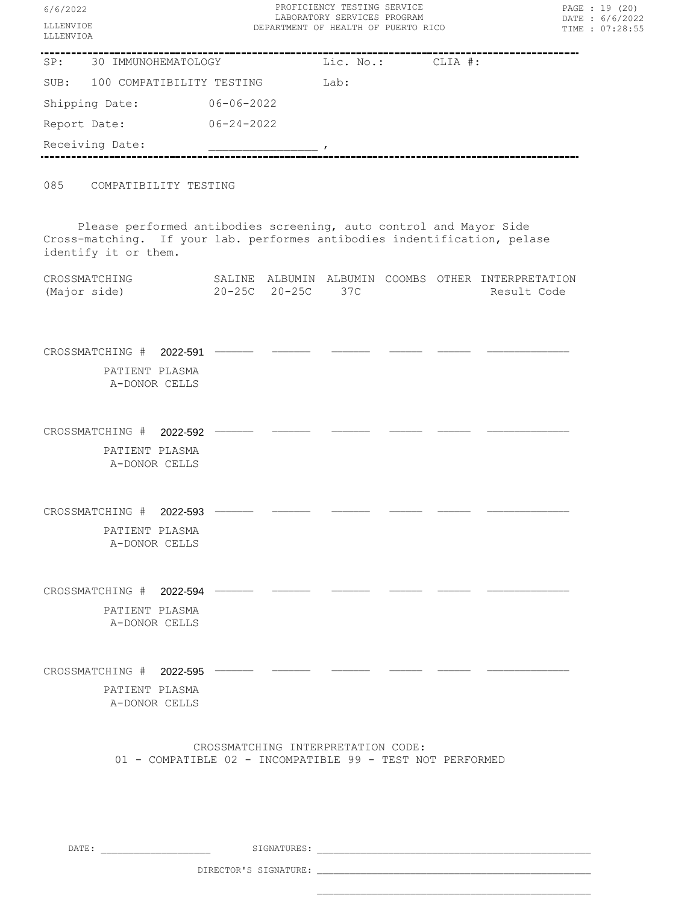| | | | |
|---|---|---|---|
| SP: | 30 IMMUNOHEMATOLOGY | Lic. No.: | CLIA #: |
| SUB: | 100 COMPATIBILITY TESTING | Lab: | |

Shipping Date: 06-06-2022

Report Date: 06-24-2022

Receiving Date: _______________ ,

## 085 COMPATIBILITY TESTING

Please performed antibodies screening, auto control and Mayor Side Cross-matching. If your lab. performes antibodies indentification, pelase identify it or them.

| CROSSMATCHING (Major side) | SALINE 20-25C | ALBUMIN 20-25C | ALBUMIN 37C | COOMBS | OTHER | INTERPRETATION Result Code |
|---|---|---|---|---|---|---|
| CROSSMATCHING # 2022-591 PATIENT PLASMA A-DONOR CELLS | ______ | ______ | ______ | ______ | ______ | ____________ |
| CROSSMATCHING # 2022-592 PATIENT PLASMA A-DONOR CELLS | ______ | ______ | ______ | ______ | ______ | ____________ |
| CROSSMATCHING # 2022-593 PATIENT PLASMA A-DONOR CELLS | ______ | ______ | ______ | ______ | ______ | ____________ |
| CROSSMATCHING # 2022-594 PATIENT PLASMA A-DONOR CELLS | ______ | ______ | ______ | ______ | ______ | ____________ |
| CROSSMATCHING # 2022-595 PATIENT PLASMA A-DONOR CELLS | ______ | ______ | ______ | ______ | ______ | ____________ |

CROSSMATCHING INTERPRETATION CODE:
01 - COMPATIBLE 02 - INCOMPATIBLE 99 - TEST NOT PERFORMED

DATE: ___________________ SIGNATURES: ______________________________________________

DIRECTOR'S SIGNATURE: ______________________________________________

______________________________________________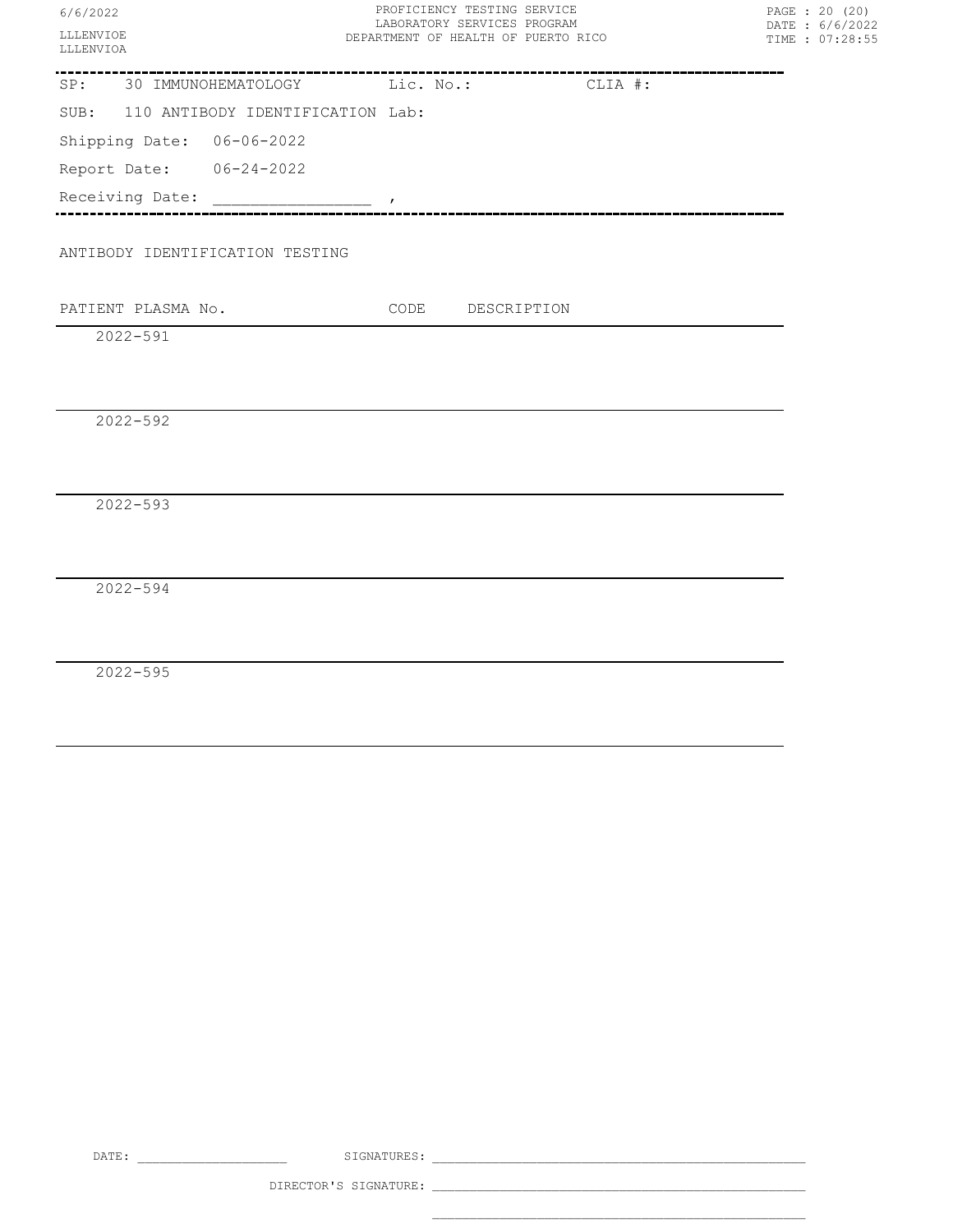PROFICIENCY TESTING SERVICE
LABORATORY SERVICES PROGRAM
DEPARTMENT OF HEALTH OF PUERTO RICO

6/6/2022
LLLENVIOE
LLLENVIOA

DATE : 6/6/2022
TIME : 07:28:55

SP: 30 IMMUNOHEMATOLOGY Lic. No.: CLIA #:

SUB: 110 ANTIBODY IDENTIFICATION Lab:

Shipping Date: 06-06-2022

Report Date: 06-24-2022

Receiving Date: _______________ ,

ANTIBODY IDENTIFICATION TESTING

| PATIENT PLASMA No. | CODE | DESCRIPTION |
|---|---|---|
| 2022-591 | | |
| 2022-592 | | |
| 2022-593 | | |
| 2022-594 | | |
| 2022-595 | | |

DATE: ____________________ SIGNATURES: ____________________________________________________

DIRECTOR'S SIGNATURE: ____________________________________________________

____________________________________________________